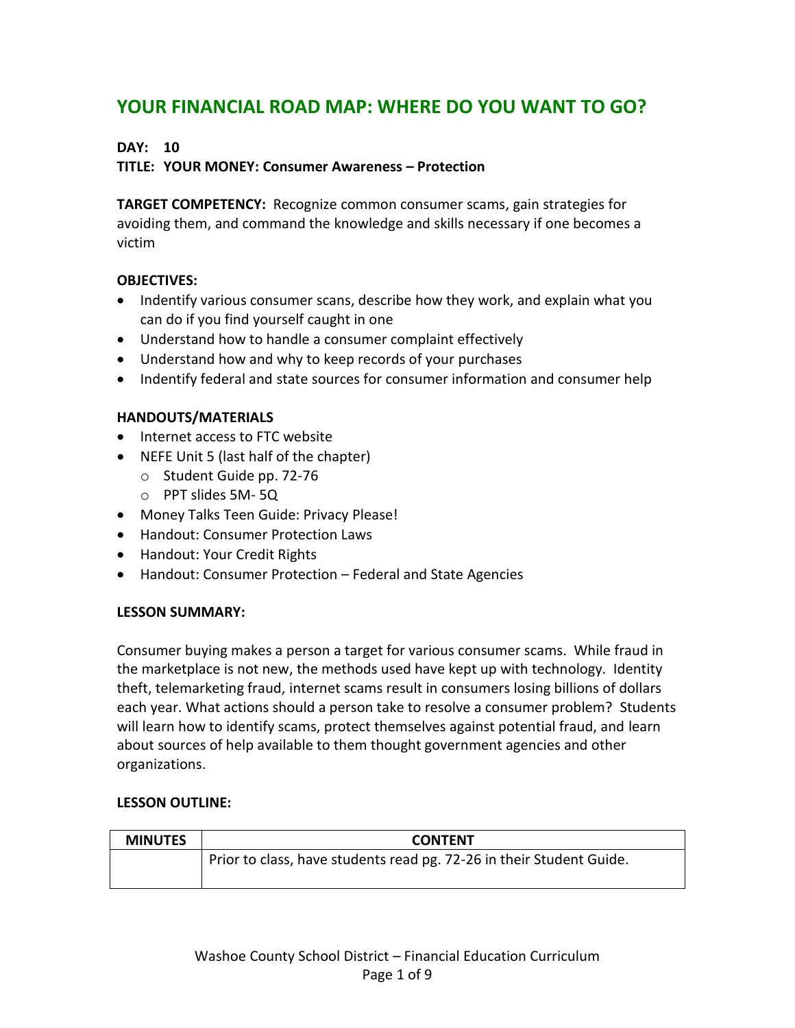# YOUR FINANCIAL ROAD MAP: WHERE DO YOU WANT TO GO?

**DAY: 10**
**TITLE: YOUR MONEY: Consumer Awareness – Protection**

**TARGET COMPETENCY:** Recognize common consumer scams, gain strategies for avoiding them, and command the knowledge and skills necessary if one becomes a victim

**OBJECTIVES:**

- Indentify various consumer scans, describe how they work, and explain what you can do if you find yourself caught in one
- Understand how to handle a consumer complaint effectively
- Understand how and why to keep records of your purchases
- Indentify federal and state sources for consumer information and consumer help

**HANDOUTS/MATERIALS**

- Internet access to FTC website
- NEFE Unit 5 (last half of the chapter)
  - Student Guide pp. 72-76
  - PPT slides 5M- 5Q
- Money Talks Teen Guide: Privacy Please!
- Handout: Consumer Protection Laws
- Handout: Your Credit Rights
- Handout: Consumer Protection – Federal and State Agencies

**LESSON SUMMARY:**

Consumer buying makes a person a target for various consumer scams. While fraud in the marketplace is not new, the methods used have kept up with technology. Identity theft, telemarketing fraud, internet scams result in consumers losing billions of dollars each year. What actions should a person take to resolve a consumer problem? Students will learn how to identify scams, protect themselves against potential fraud, and learn about sources of help available to them thought government agencies and other organizations.

**LESSON OUTLINE:**

| MINUTES | CONTENT |
|---|---|
| | Prior to class, have students read pg. 72-26 in their Student Guide. |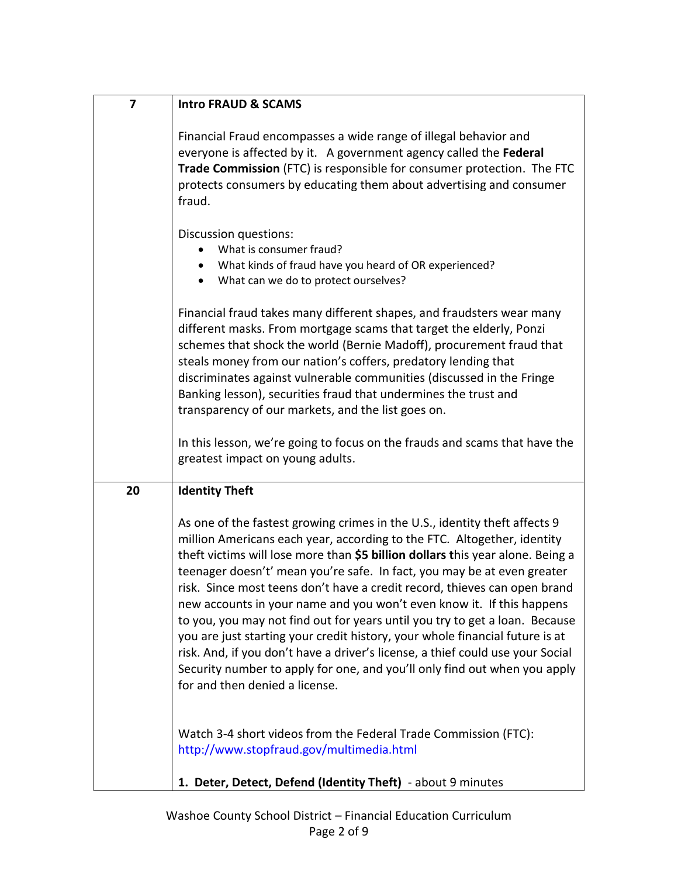| | |
|---|---|
| 7 | **Intro FRAUD & SCAMS**<br><br>Financial Fraud encompasses a wide range of illegal behavior and everyone is affected by it. A government agency called the **Federal Trade Commission** (FTC) is responsible for consumer protection. The FTC protects consumers by educating them about advertising and consumer fraud.<br><br>Discussion questions:<br>• What is consumer fraud?<br>• What kinds of fraud have you heard of OR experienced?<br>• What can we do to protect ourselves?<br><br>Financial fraud takes many different shapes, and fraudsters wear many different masks. From mortgage scams that target the elderly, Ponzi schemes that shock the world (Bernie Madoff), procurement fraud that steals money from our nation's coffers, predatory lending that discriminates against vulnerable communities (discussed in the Fringe Banking lesson), securities fraud that undermines the trust and transparency of our markets, and the list goes on.<br><br>In this lesson, we're going to focus on the frauds and scams that have the greatest impact on young adults. |
| 20 | **Identity Theft**<br><br>As one of the fastest growing crimes in the U.S., identity theft affects 9 million Americans each year, according to the FTC. Altogether, identity theft victims will lose more than **$5 billion dollars t**his year alone. Being a teenager doesn't' mean you're safe. In fact, you may be at even greater risk. Since most teens don't have a credit record, thieves can open brand new accounts in your name and you won't even know it. If this happens to you, you may not find out for years until you try to get a loan. Because you are just starting your credit history, your whole financial future is at risk. And, if you don't have a driver's license, a thief could use your Social Security number to apply for one, and you'll only find out when you apply for and then denied a license.<br><br>Watch 3-4 short videos from the Federal Trade Commission (FTC): http://www.stopfraud.gov/multimedia.html<br><br>**1. Deter, Detect, Defend (Identity Theft)** - about 9 minutes |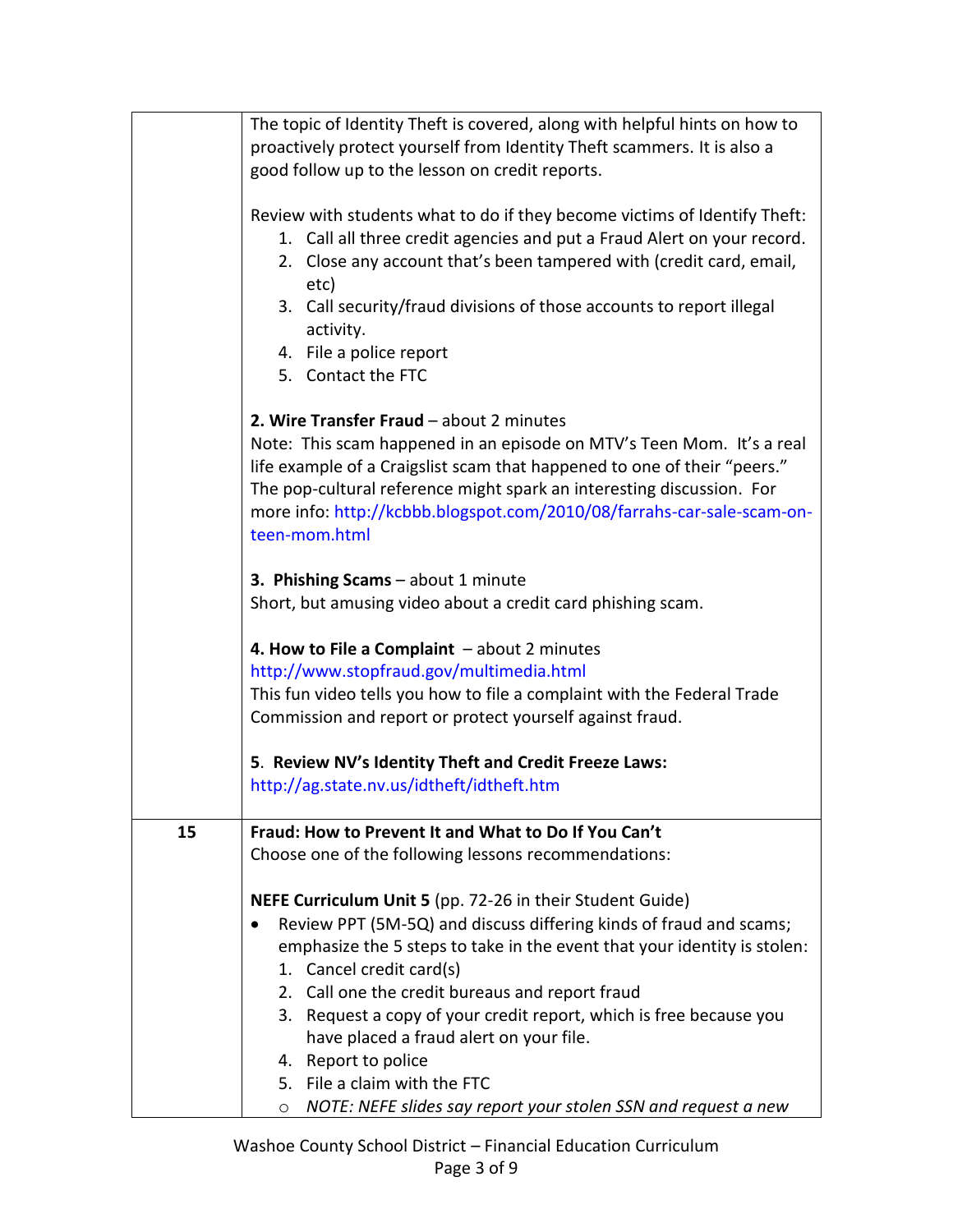| | |
|---|---|
| | The topic of Identity Theft is covered, along with helpful hints on how to proactively protect yourself from Identity Theft scammers. It is also a good follow up to the lesson on credit reports.<br><br>Review with students what to do if they become victims of Identify Theft:<br>1. Call all three credit agencies and put a Fraud Alert on your record.<br>2. Close any account that's been tampered with (credit card, email, etc)<br>3. Call security/fraud divisions of those accounts to report illegal activity.<br>4. File a police report<br>5. Contact the FTC<br><br>**2. Wire Transfer Fraud** – about 2 minutes<br>Note: This scam happened in an episode on MTV's Teen Mom. It's a real life example of a Craigslist scam that happened to one of their "peers." The pop-cultural reference might spark an interesting discussion. For more info: http://kcbbb.blogspot.com/2010/08/farrahs-car-sale-scam-on-teen-mom.html<br><br>**3. Phishing Scams** – about 1 minute<br>Short, but amusing video about a credit card phishing scam.<br><br>**4. How to File a Complaint** – about 2 minutes<br>http://www.stopfraud.gov/multimedia.html<br>This fun video tells you how to file a complaint with the Federal Trade Commission and report or protect yourself against fraud.<br><br>**5. Review NV's Identity Theft and Credit Freeze Laws:**<br>http://ag.state.nv.us/idtheft/idtheft.htm |
| 15 | **Fraud: How to Prevent It and What to Do If You Can't**<br>Choose one of the following lessons recommendations:<br><br>**NEFE Curriculum Unit 5** (pp. 72-26 in their Student Guide)<br>• Review PPT (5M-5Q) and discuss differing kinds of fraud and scams; emphasize the 5 steps to take in the event that your identity is stolen:<br>1. Cancel credit card(s)<br>2. Call one the credit bureaus and report fraud<br>3. Request a copy of your credit report, which is free because you have placed a fraud alert on your file.<br>4. Report to police<br>5. File a claim with the FTC<br>○ *NOTE: NEFE slides say report your stolen SSN and request a new* |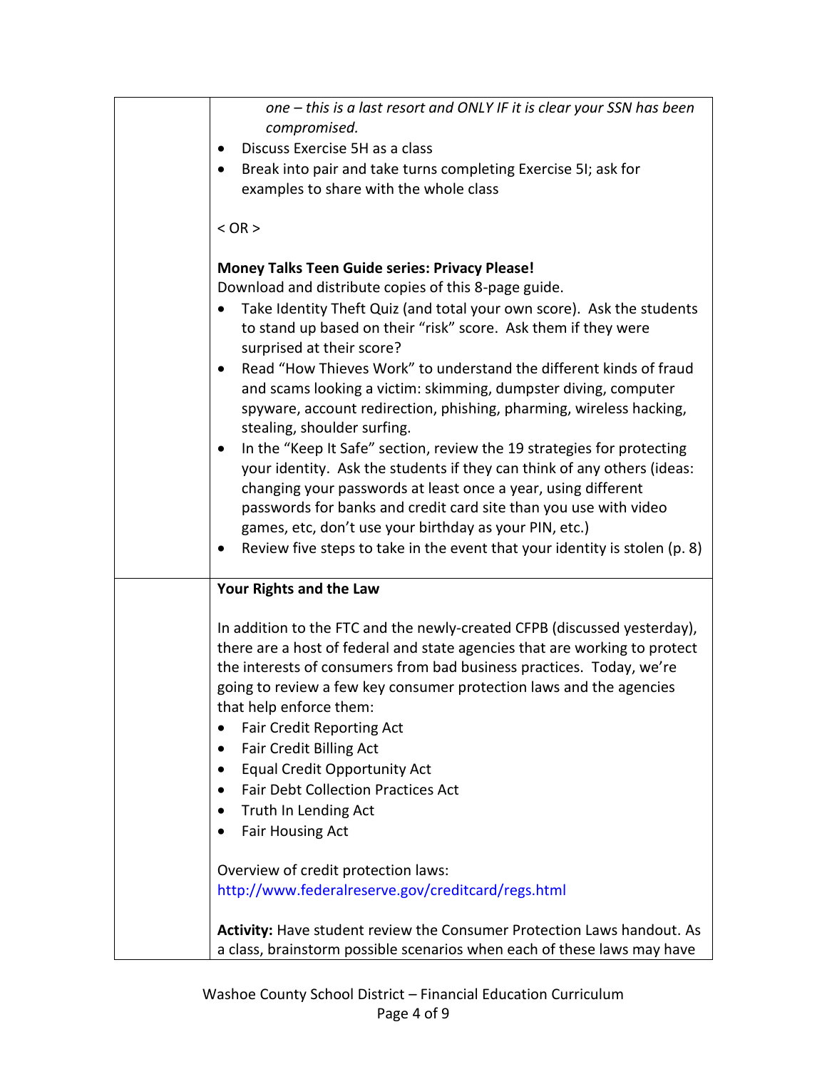| | |
|---|---|
| | *one – this is a last resort and ONLY IF it is clear your SSN has been compromised.*<br>• Discuss Exercise 5H as a class<br>• Break into pair and take turns completing Exercise 5I; ask for examples to share with the whole class<br><br>< OR ><br><br>**Money Talks Teen Guide series: Privacy Please!**<br>Download and distribute copies of this 8-page guide.<br>• Take Identity Theft Quiz (and total your own score). Ask the students to stand up based on their "risk" score. Ask them if they were surprised at their score?<br>• Read "How Thieves Work" to understand the different kinds of fraud and scams looking a victim: skimming, dumpster diving, computer spyware, account redirection, phishing, pharming, wireless hacking, stealing, shoulder surfing.<br>• In the "Keep It Safe" section, review the 19 strategies for protecting your identity. Ask the students if they can think of any others (ideas: changing your passwords at least once a year, using different passwords for banks and credit card site than you use with video games, etc, don't use your birthday as your PIN, etc.)<br>• Review five steps to take in the event that your identity is stolen (p. 8) |
| | **Your Rights and the Law**<br><br>In addition to the FTC and the newly-created CFPB (discussed yesterday), there are a host of federal and state agencies that are working to protect the interests of consumers from bad business practices. Today, we're going to review a few key consumer protection laws and the agencies that help enforce them:<br>• Fair Credit Reporting Act<br>• Fair Credit Billing Act<br>• Equal Credit Opportunity Act<br>• Fair Debt Collection Practices Act<br>• Truth In Lending Act<br>• Fair Housing Act<br><br>Overview of credit protection laws:<br>http://www.federalreserve.gov/creditcard/regs.html<br><br>**Activity:** Have student review the Consumer Protection Laws handout. As a class, brainstorm possible scenarios when each of these laws may have |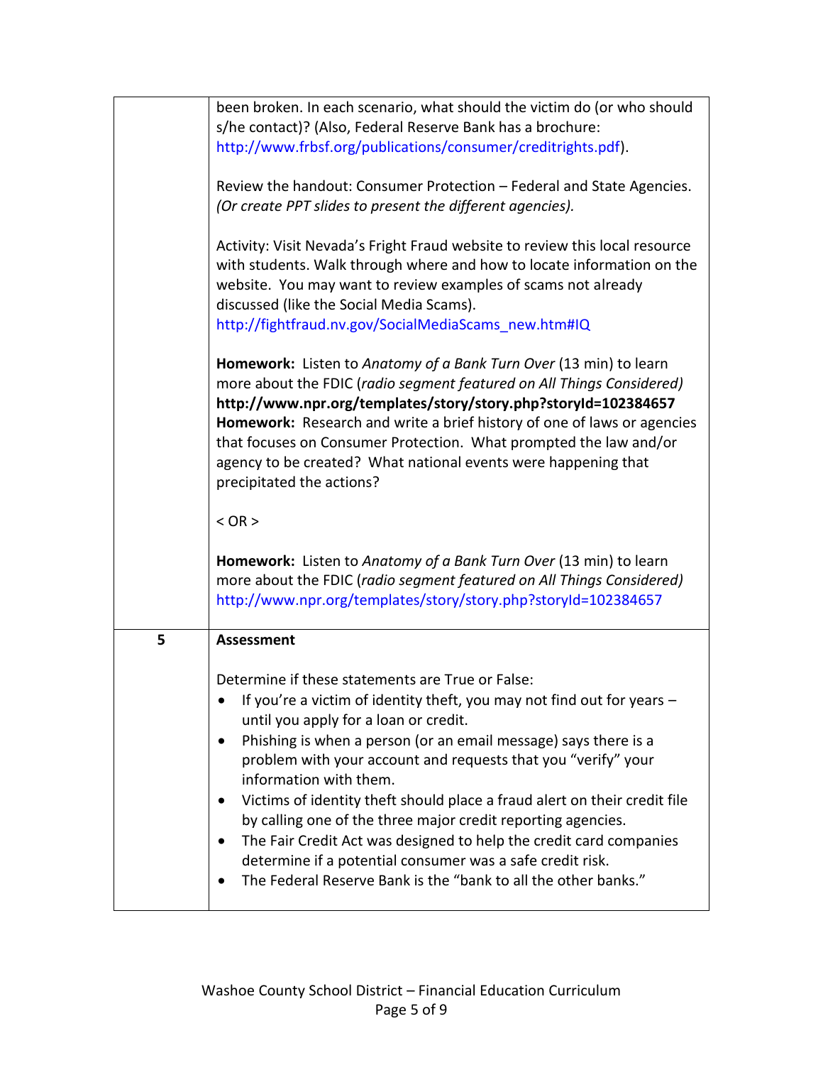| | |
|---|---|
| | been broken. In each scenario, what should the victim do (or who should s/he contact)? (Also, Federal Reserve Bank has a brochure: http://www.frbsf.org/publications/consumer/creditrights.pdf).<br><br>Review the handout: Consumer Protection – Federal and State Agencies. *(Or create PPT slides to present the different agencies).*<br><br>Activity: Visit Nevada's Fright Fraud website to review this local resource with students. Walk through where and how to locate information on the website. You may want to review examples of scams not already discussed (like the Social Media Scams). http://fightfraud.nv.gov/SocialMediaScams_new.htm#IQ<br><br>**Homework:** Listen to *Anatomy of a Bank Turn Over* (13 min) to learn more about the FDIC (*radio segment featured on All Things Considered)* **http://www.npr.org/templates/story/story.php?storyId=102384657**<br>**Homework:** Research and write a brief history of one of laws or agencies that focuses on Consumer Protection. What prompted the law and/or agency to be created? What national events were happening that precipitated the actions?<br><br>< OR ><br><br>**Homework:** Listen to *Anatomy of a Bank Turn Over* (13 min) to learn more about the FDIC (*radio segment featured on All Things Considered)* http://www.npr.org/templates/story/story.php?storyId=102384657 |
| **5** | **Assessment**<br><br>Determine if these statements are True or False:<br>• If you're a victim of identity theft, you may not find out for years – until you apply for a loan or credit.<br>• Phishing is when a person (or an email message) says there is a problem with your account and requests that you "verify" your information with them.<br>• Victims of identity theft should place a fraud alert on their credit file by calling one of the three major credit reporting agencies.<br>• The Fair Credit Act was designed to help the credit card companies determine if a potential consumer was a safe credit risk.<br>• The Federal Reserve Bank is the "bank to all the other banks." |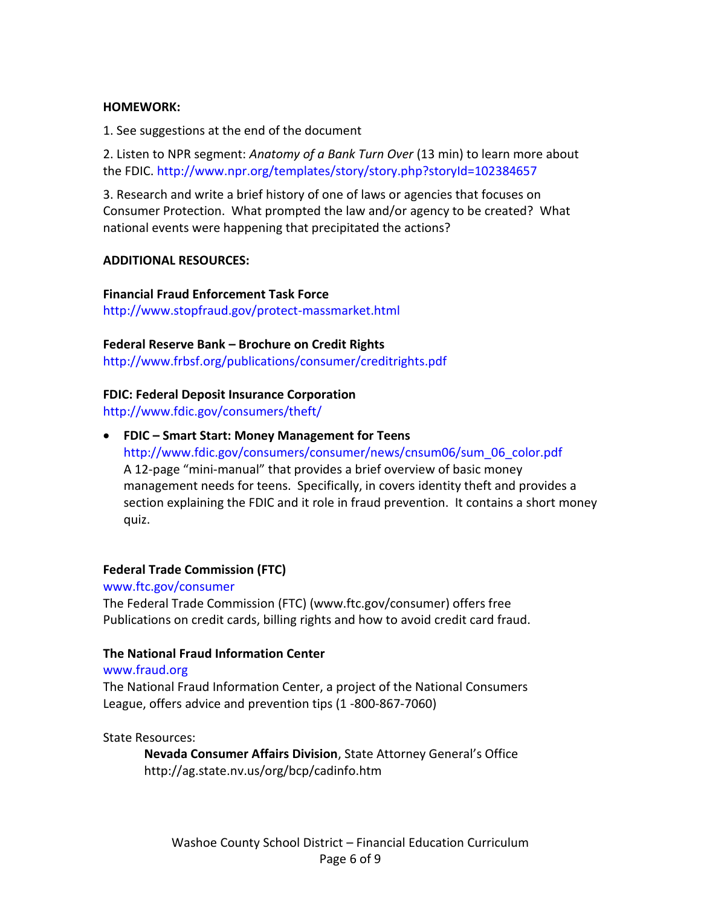**HOMEWORK:**

1. See suggestions at the end of the document

2. Listen to NPR segment: *Anatomy of a Bank Turn Over* (13 min) to learn more about the FDIC. http://www.npr.org/templates/story/story.php?storyId=102384657

3. Research and write a brief history of one of laws or agencies that focuses on Consumer Protection. What prompted the law and/or agency to be created? What national events were happening that precipitated the actions?

**ADDITIONAL RESOURCES:**

**Financial Fraud Enforcement Task Force**
http://www.stopfraud.gov/protect-massmarket.html

**Federal Reserve Bank – Brochure on Credit Rights**
http://www.frbsf.org/publications/consumer/creditrights.pdf

**FDIC: Federal Deposit Insurance Corporation**
http://www.fdic.gov/consumers/theft/

- **FDIC – Smart Start: Money Management for Teens**
  http://www.fdic.gov/consumers/consumer/news/cnsum06/sum_06_color.pdf
  A 12-page "mini-manual" that provides a brief overview of basic money management needs for teens. Specifically, in covers identity theft and provides a section explaining the FDIC and it role in fraud prevention. It contains a short money quiz.

**Federal Trade Commission (FTC)**
www.ftc.gov/consumer
The Federal Trade Commission (FTC) (www.ftc.gov/consumer) offers free Publications on credit cards, billing rights and how to avoid credit card fraud.

**The National Fraud Information Center**
www.fraud.org
The National Fraud Information Center, a project of the National Consumers League, offers advice and prevention tips (1 -800-867-7060)

State Resources:

> **Nevada Consumer Affairs Division**, State Attorney General's Office
> http://ag.state.nv.us/org/bcp/cadinfo.htm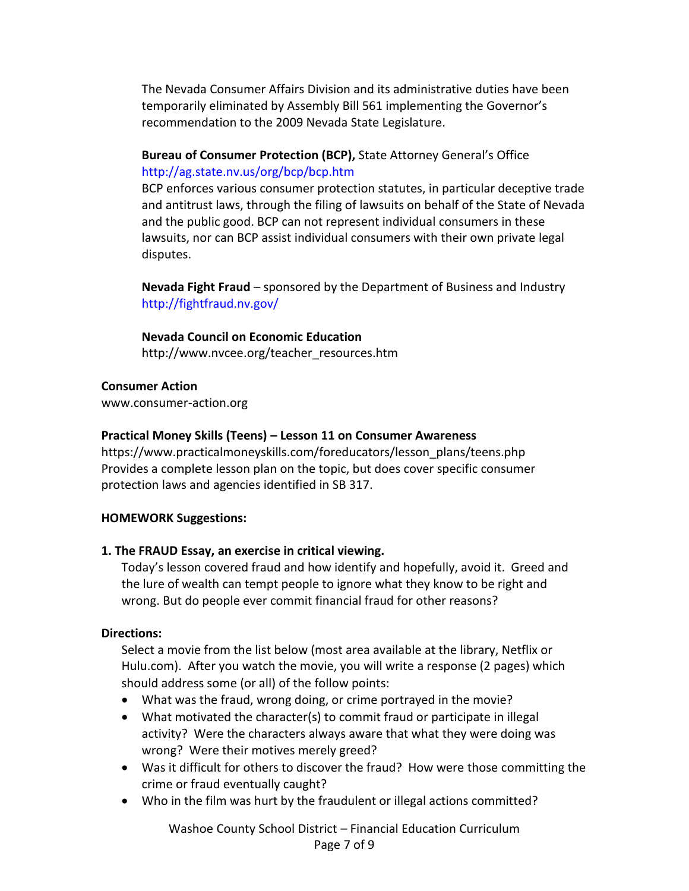The Nevada Consumer Affairs Division and its administrative duties have been temporarily eliminated by Assembly Bill 561 implementing the Governor's recommendation to the 2009 Nevada State Legislature.

**Bureau of Consumer Protection (BCP),** State Attorney General's Office
http://ag.state.nv.us/org/bcp/bcp.htm
BCP enforces various consumer protection statutes, in particular deceptive trade and antitrust laws, through the filing of lawsuits on behalf of the State of Nevada and the public good. BCP can not represent individual consumers in these lawsuits, nor can BCP assist individual consumers with their own private legal disputes.

**Nevada Fight Fraud** – sponsored by the Department of Business and Industry
http://fightfraud.nv.gov/

**Nevada Council on Economic Education**
http://www.nvcee.org/teacher_resources.htm

**Consumer Action**
www.consumer-action.org

**Practical Money Skills (Teens) – Lesson 11 on Consumer Awareness**
https://www.practicalmoneyskills.com/foreducators/lesson_plans/teens.php
Provides a complete lesson plan on the topic, but does cover specific consumer protection laws and agencies identified in SB 317.

**HOMEWORK Suggestions:**

**1. The FRAUD Essay, an exercise in critical viewing.**

Today's lesson covered fraud and how identify and hopefully, avoid it. Greed and the lure of wealth can tempt people to ignore what they know to be right and wrong. But do people ever commit financial fraud for other reasons?

**Directions:**

Select a movie from the list below (most area available at the library, Netflix or Hulu.com). After you watch the movie, you will write a response (2 pages) which should address some (or all) of the follow points:

- What was the fraud, wrong doing, or crime portrayed in the movie?
- What motivated the character(s) to commit fraud or participate in illegal activity? Were the characters always aware that what they were doing was wrong? Were their motives merely greed?
- Was it difficult for others to discover the fraud? How were those committing the crime or fraud eventually caught?
- Who in the film was hurt by the fraudulent or illegal actions committed?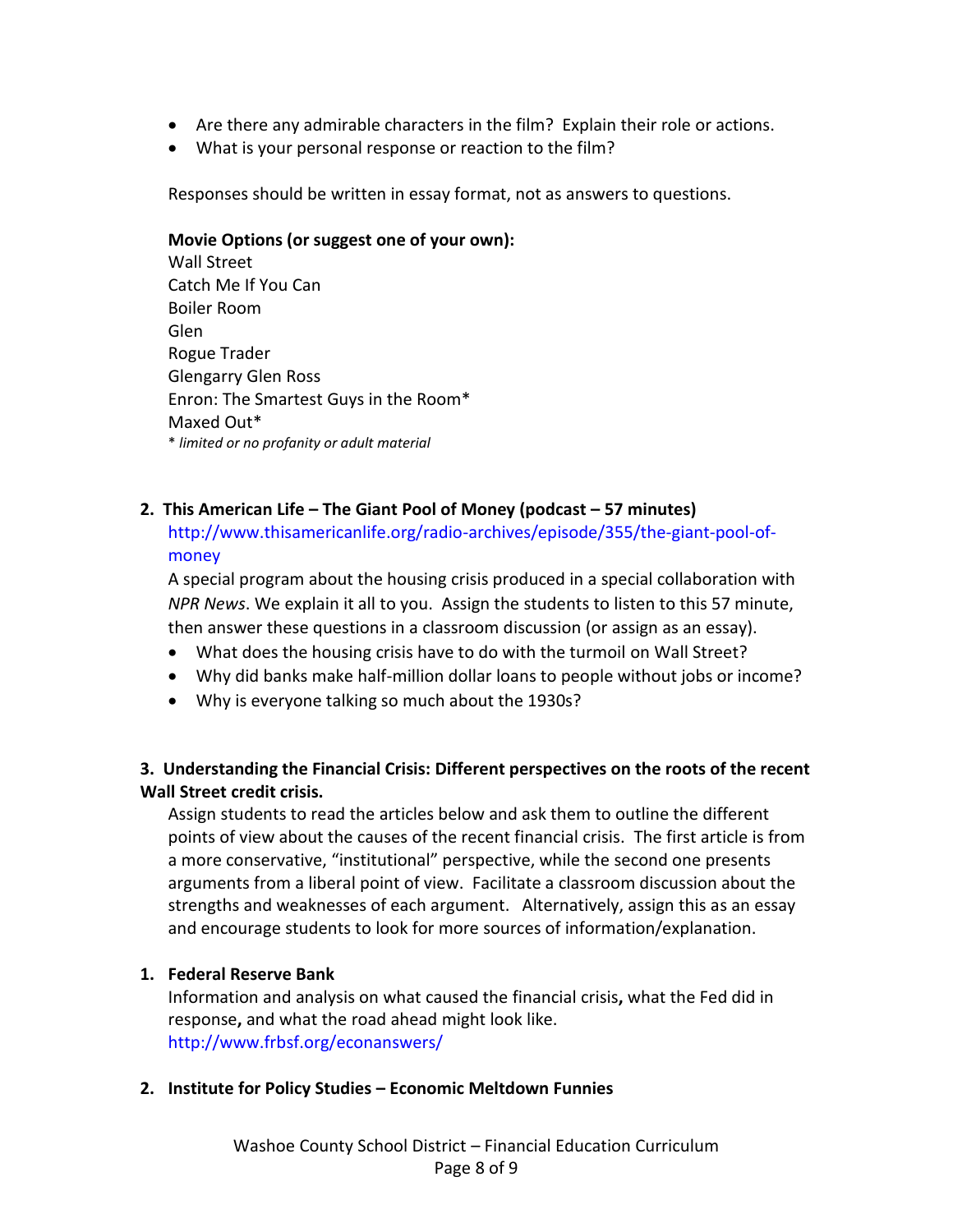- Are there any admirable characters in the film? Explain their role or actions.
- What is your personal response or reaction to the film?

Responses should be written in essay format, not as answers to questions.

**Movie Options (or suggest one of your own):**
Wall Street
Catch Me If You Can
Boiler Room
Glen
Rogue Trader
Glengarry Glen Ross
Enron: The Smartest Guys in the Room*
Maxed Out*
*\* limited or no profanity or adult material*

**2. This American Life – The Giant Pool of Money (podcast – 57 minutes)**

http://www.thisamericanlife.org/radio-archives/episode/355/the-giant-pool-of-money

A special program about the housing crisis produced in a special collaboration with *NPR News*. We explain it all to you. Assign the students to listen to this 57 minute, then answer these questions in a classroom discussion (or assign as an essay).

- What does the housing crisis have to do with the turmoil on Wall Street?
- Why did banks make half-million dollar loans to people without jobs or income?
- Why is everyone talking so much about the 1930s?

**3. Understanding the Financial Crisis: Different perspectives on the roots of the recent Wall Street credit crisis.**

Assign students to read the articles below and ask them to outline the different points of view about the causes of the recent financial crisis. The first article is from a more conservative, "institutional" perspective, while the second one presents arguments from a liberal point of view. Facilitate a classroom discussion about the strengths and weaknesses of each argument. Alternatively, assign this as an essay and encourage students to look for more sources of information/explanation.

**1. Federal Reserve Bank**

Information and analysis on what caused the financial crisis**,** what the Fed did in response**,** and what the road ahead might look like.
http://www.frbsf.org/econanswers/

**2. Institute for Policy Studies – Economic Meltdown Funnies**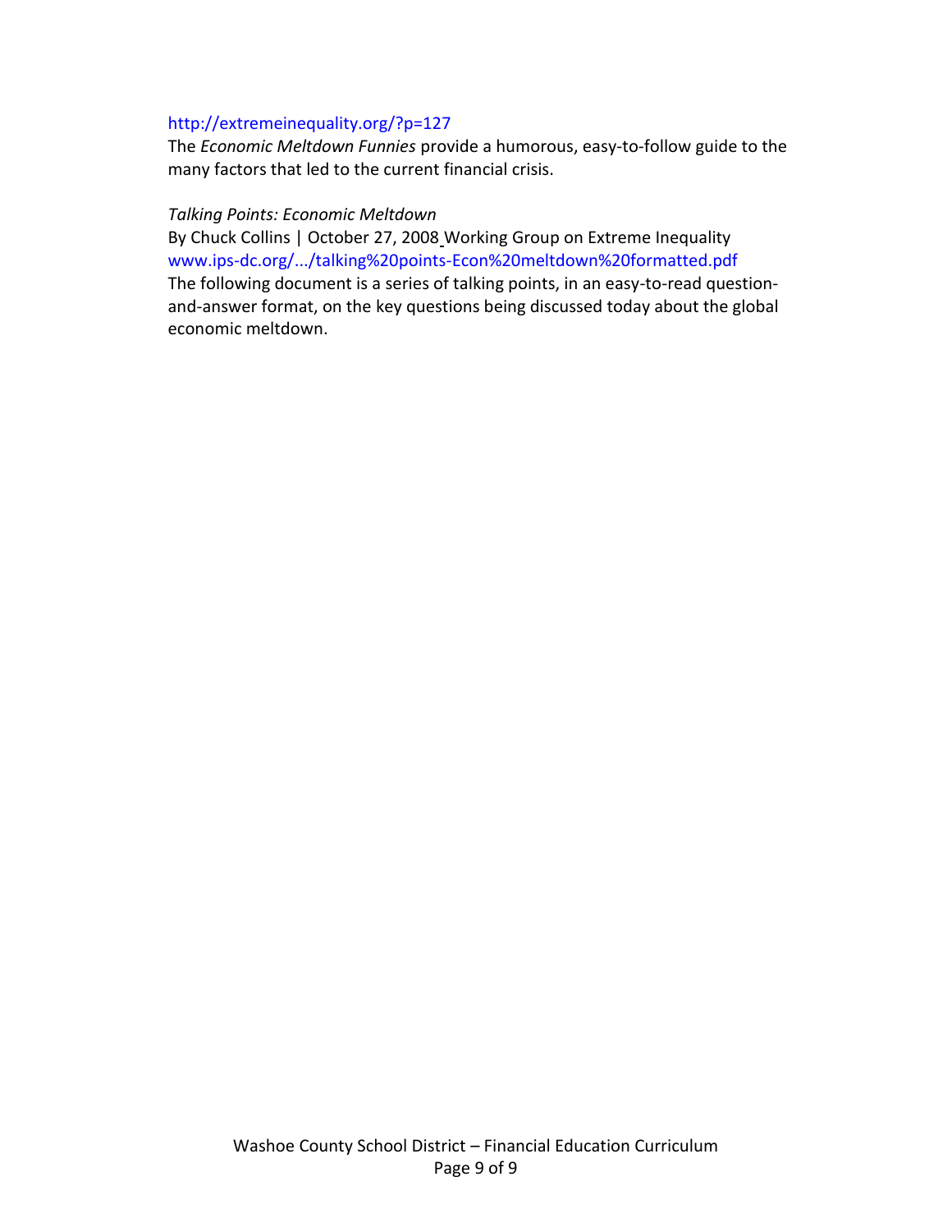http://extremeinequality.org/?p=127

The *Economic Meltdown Funnies* provide a humorous, easy-to-follow guide to the many factors that led to the current financial crisis.

*Talking Points: Economic Meltdown*

By Chuck Collins | October 27, 2008 Working Group on Extreme Inequality

www.ips-dc.org/.../talking%20points-Econ%20meltdown%20formatted.pdf

The following document is a series of talking points, in an easy-to-read question-and-answer format, on the key questions being discussed today about the global economic meltdown.